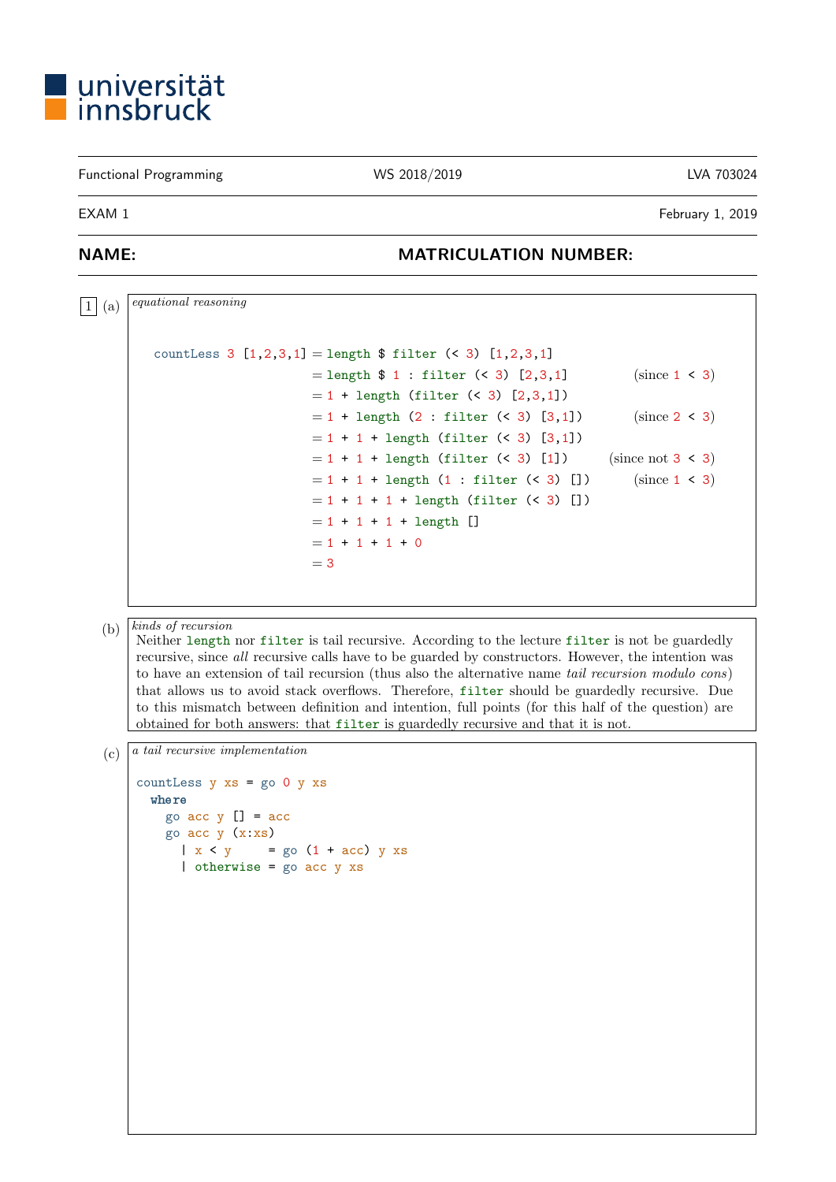universität innsbruck

Functional Programming — WS 2018/2019 — LVA 703024

EXAM 1 — February 1, 2019

**NAME:** **MATRICULATION NUMBER:**

**1** (a) *equational reasoning*

```
countLess 3 [1,2,3,1] = length $ filter (< 3) [1,2,3,1]
                      = length $ 1 : filter (< 3) [2,3,1]          (since 1 < 3)
                      = 1 + length (filter (< 3) [2,3,1])
                      = 1 + length (2 : filter (< 3) [3,1])        (since 2 < 3)
                      = 1 + 1 + length (filter (< 3) [3,1])
                      = 1 + 1 + length (filter (< 3) [1])          (since not 3 < 3)
                      = 1 + 1 + length (1 : filter (< 3) [])       (since 1 < 3)
                      = 1 + 1 + 1 + length (filter (< 3) [])
                      = 1 + 1 + 1 + length []
                      = 1 + 1 + 1 + 0
                      = 3
```

(b) *kinds of recursion*

Neither `length` nor `filter` is tail recursive. According to the lecture `filter` is not be guardedly recursive, since *all* recursive calls have to be guarded by constructors. However, the intention was to have an extension of tail recursion (thus also the alternative name *tail recursion modulo cons*) that allows us to avoid stack overflows. Therefore, `filter` should be guardedly recursive. Due to this mismatch between definition and intention, full points (for this half of the question) are obtained for both answers: that `filter` is guardedly recursive and that it is not.

(c) *a tail recursive implementation*

```haskell
countLess y xs = go 0 y xs
  where
    go acc y [] = acc
    go acc y (x:xs)
      | x < y     = go (1 + acc) y xs
      | otherwise = go acc y xs
```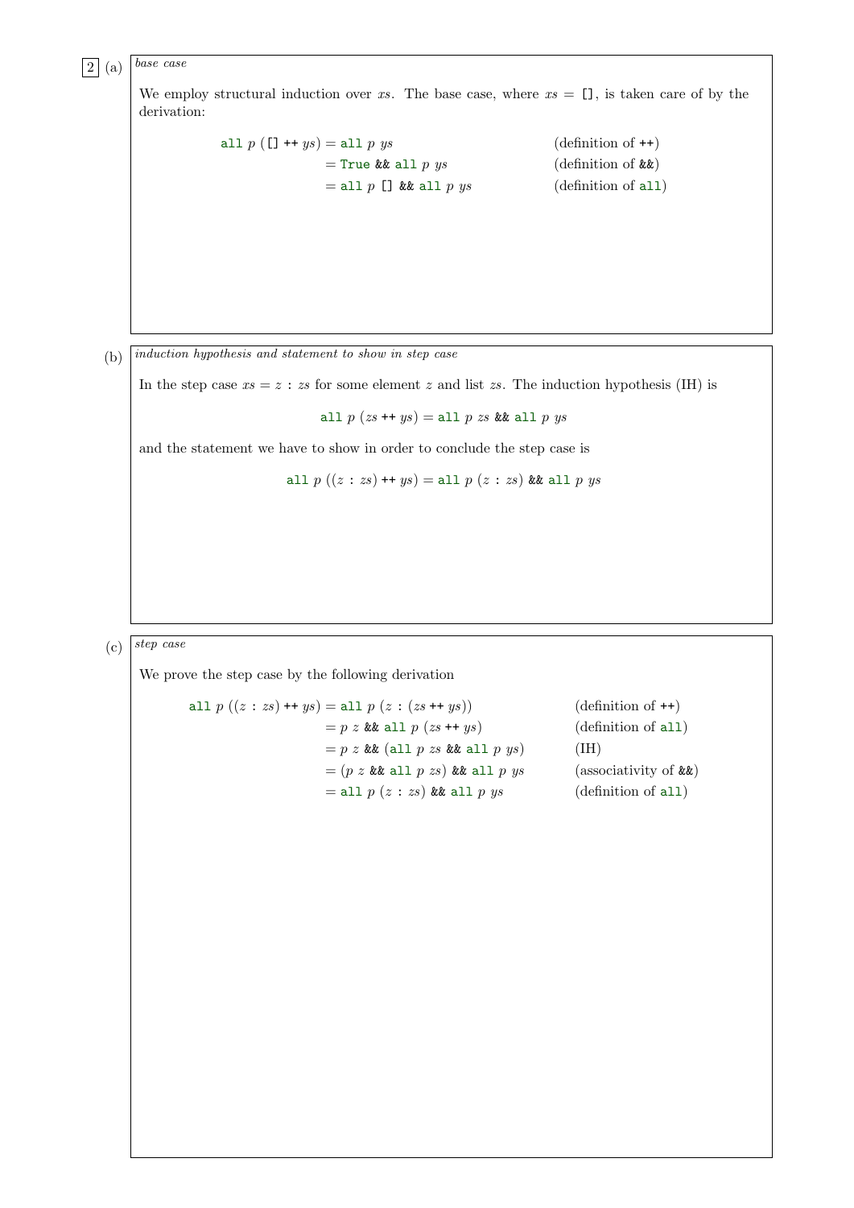**2** (a) *base case*

We employ structural induction over $xs$. The base case, where $xs =$ `[]`, is taken care of by the derivation:

$$
\begin{aligned}
\texttt{all}\ p\ (\texttt{[]} \mathbin{\texttt{++}} ys) &= \texttt{all}\ p\ ys && \text{(definition of \texttt{++})}\\
&= \texttt{True} \mathbin{\texttt{\&\&}} \texttt{all}\ p\ ys && \text{(definition of \texttt{\&\&})}\\
&= \texttt{all}\ p\ \texttt{[]} \mathbin{\texttt{\&\&}} \texttt{all}\ p\ ys && \text{(definition of \texttt{all})}
\end{aligned}
$$

(b) *induction hypothesis and statement to show in step case*

In the step case $xs = z : zs$ for some element $z$ and list $zs$. The induction hypothesis (IH) is

$$\texttt{all}\ p\ (zs \mathbin{\texttt{++}} ys) = \texttt{all}\ p\ zs \mathbin{\texttt{\&\&}} \texttt{all}\ p\ ys$$

and the statement we have to show in order to conclude the step case is

$$\texttt{all}\ p\ ((z : zs) \mathbin{\texttt{++}} ys) = \texttt{all}\ p\ (z : zs) \mathbin{\texttt{\&\&}} \texttt{all}\ p\ ys$$

(c) *step case*

We prove the step case by the following derivation

$$
\begin{aligned}
\texttt{all}\ p\ ((z : zs) \mathbin{\texttt{++}} ys) &= \texttt{all}\ p\ (z : (zs \mathbin{\texttt{++}} ys)) && \text{(definition of \texttt{++})}\\
&= p\ z \mathbin{\texttt{\&\&}} \texttt{all}\ p\ (zs \mathbin{\texttt{++}} ys) && \text{(definition of \texttt{all})}\\
&= p\ z \mathbin{\texttt{\&\&}} (\texttt{all}\ p\ zs \mathbin{\texttt{\&\&}} \texttt{all}\ p\ ys) && \text{(IH)}\\
&= (p\ z \mathbin{\texttt{\&\&}} \texttt{all}\ p\ zs) \mathbin{\texttt{\&\&}} \texttt{all}\ p\ ys && \text{(associativity of \texttt{\&\&})}\\
&= \texttt{all}\ p\ (z : zs) \mathbin{\texttt{\&\&}} \texttt{all}\ p\ ys && \text{(definition of \texttt{all})}
\end{aligned}
$$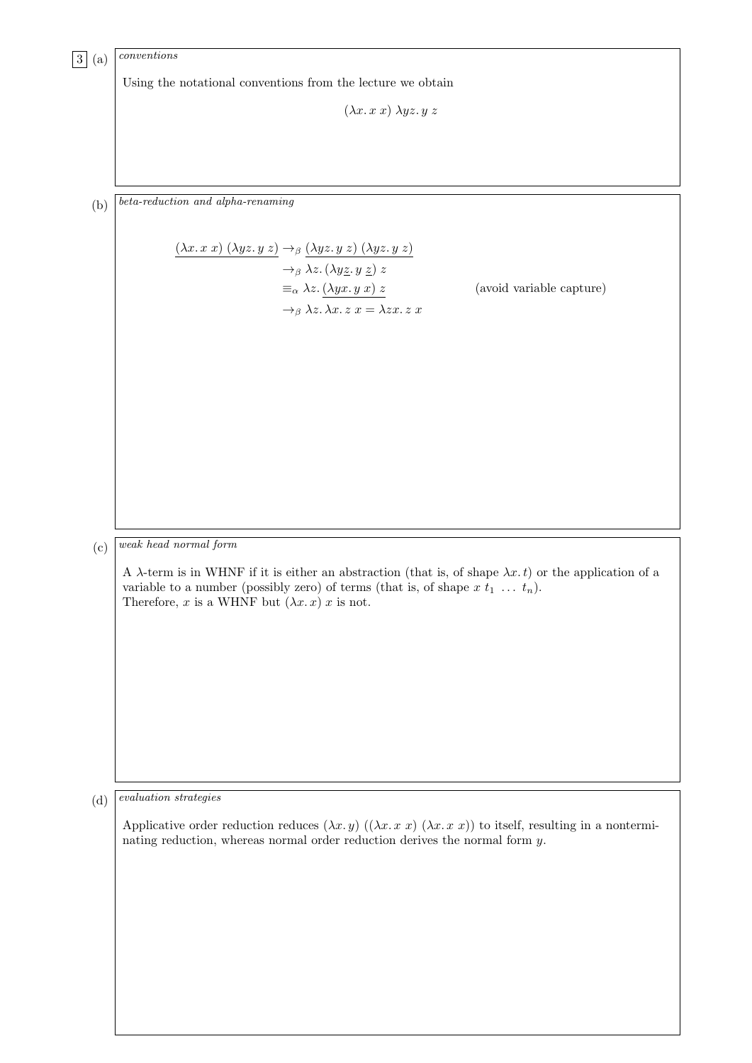**3** (a) *conventions*

Using the notational conventions from the lecture we obtain

$$(\lambda x.\, x\ x)\ \lambda yz.\, y\ z$$

(b) *beta-reduction and alpha-renaming*

$$\begin{aligned}
\underline{(\lambda x.\, x\ x)\ (\lambda yz.\, y\ z)} &\to_\beta \underline{(\lambda yz.\, y\ z)\ (\lambda yz.\, y\ z)} \\
&\to_\beta \lambda z.\, (\lambda y\underline{z}.\, y\ \underline{z})\ z \\
&\equiv_\alpha \lambda z.\, \underline{(\lambda yx.\, y\ x)\ z} && \text{(avoid variable capture)} \\
&\to_\beta \lambda z.\, \lambda x.\, z\ x = \lambda zx.\, z\ x
\end{aligned}$$

(c) *weak head normal form*

A $\lambda$-term is in WHNF if it is either an abstraction (that is, of shape $\lambda x.\, t$) or the application of a variable to a number (possibly zero) of terms (that is, of shape $x\ t_1\ \ldots\ t_n$).
Therefore, $x$ is a WHNF but $(\lambda x.\, x)\ x$ is not.

(d) *evaluation strategies*

Applicative order reduction reduces $(\lambda x.\, y)\ ((\lambda x.\, x\ x)\ (\lambda x.\, x\ x))$ to itself, resulting in a nonterminating reduction, whereas normal order reduction derives the normal form $y$.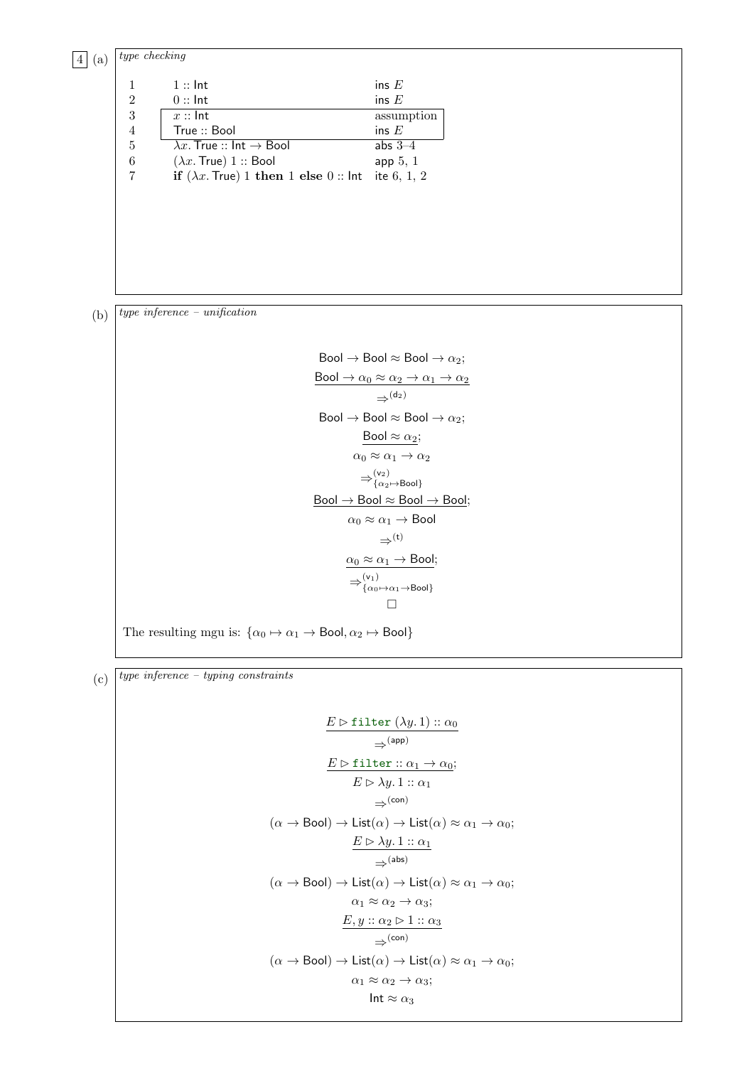4 (a) *type checking*

| | | |
|---|---|---|
| 1 | $1 :: \mathsf{Int}$ | ins $E$ |
| 2 | $0 :: \mathsf{Int}$ | ins $E$ |
| 3 | $x :: \mathsf{Int}$ | assumption |
| 4 | $\mathsf{True} :: \mathsf{Bool}$ | ins $E$ |
| 5 | $\lambda x.\, \mathsf{True} :: \mathsf{Int} \to \mathsf{Bool}$ | abs 3–4 |
| 6 | $(\lambda x.\, \mathsf{True})\ 1 :: \mathsf{Bool}$ | app 5, 1 |
| 7 | **if** $(\lambda x.\, \mathsf{True})\ 1$ **then** $1$ **else** $0 :: \mathsf{Int}$ | ite 6, 1, 2 |

(b) *type inference – unification*

$$\mathsf{Bool} \to \mathsf{Bool} \approx \mathsf{Bool} \to \alpha_2;$$
$$\underline{\mathsf{Bool} \to \alpha_0 \approx \alpha_2 \to \alpha_1 \to \alpha_2}$$
$$\Rightarrow^{(\mathsf{d}_2)}$$
$$\mathsf{Bool} \to \mathsf{Bool} \approx \mathsf{Bool} \to \alpha_2;$$
$$\underline{\mathsf{Bool} \approx \alpha_2};$$
$$\alpha_0 \approx \alpha_1 \to \alpha_2$$
$$\Rightarrow^{(\mathsf{v}_2)}_{\{\alpha_2 \mapsto \mathsf{Bool}\}}$$
$$\underline{\mathsf{Bool} \to \mathsf{Bool} \approx \mathsf{Bool} \to \mathsf{Bool}};$$
$$\alpha_0 \approx \alpha_1 \to \mathsf{Bool}$$
$$\Rightarrow^{(\mathsf{t})}$$
$$\underline{\alpha_0 \approx \alpha_1 \to \mathsf{Bool}};$$
$$\Rightarrow^{(\mathsf{v}_1)}_{\{\alpha_0 \mapsto \alpha_1 \to \mathsf{Bool}\}}$$
$$\square$$

The resulting mgu is: $\{\alpha_0 \mapsto \alpha_1 \to \mathsf{Bool}, \alpha_2 \mapsto \mathsf{Bool}\}$

(c) *type inference – typing constraints*

$$\underline{E \rhd \texttt{filter}\ (\lambda y.\, 1) :: \alpha_0}$$
$$\Rightarrow^{(\mathsf{app})}$$
$$\underline{E \rhd \texttt{filter} :: \alpha_1 \to \alpha_0};$$
$$E \rhd \lambda y.\, 1 :: \alpha_1$$
$$\Rightarrow^{(\mathsf{con})}$$
$$(\alpha \to \mathsf{Bool}) \to \mathsf{List}(\alpha) \to \mathsf{List}(\alpha) \approx \alpha_1 \to \alpha_0;$$
$$\underline{E \rhd \lambda y.\, 1 :: \alpha_1}$$
$$\Rightarrow^{(\mathsf{abs})}$$
$$(\alpha \to \mathsf{Bool}) \to \mathsf{List}(\alpha) \to \mathsf{List}(\alpha) \approx \alpha_1 \to \alpha_0;$$
$$\alpha_1 \approx \alpha_2 \to \alpha_3;$$
$$\underline{E, y :: \alpha_2 \rhd 1 :: \alpha_3}$$
$$\Rightarrow^{(\mathsf{con})}$$
$$(\alpha \to \mathsf{Bool}) \to \mathsf{List}(\alpha) \to \mathsf{List}(\alpha) \approx \alpha_1 \to \alpha_0;$$
$$\alpha_1 \approx \alpha_2 \to \alpha_3;$$
$$\mathsf{Int} \approx \alpha_3$$